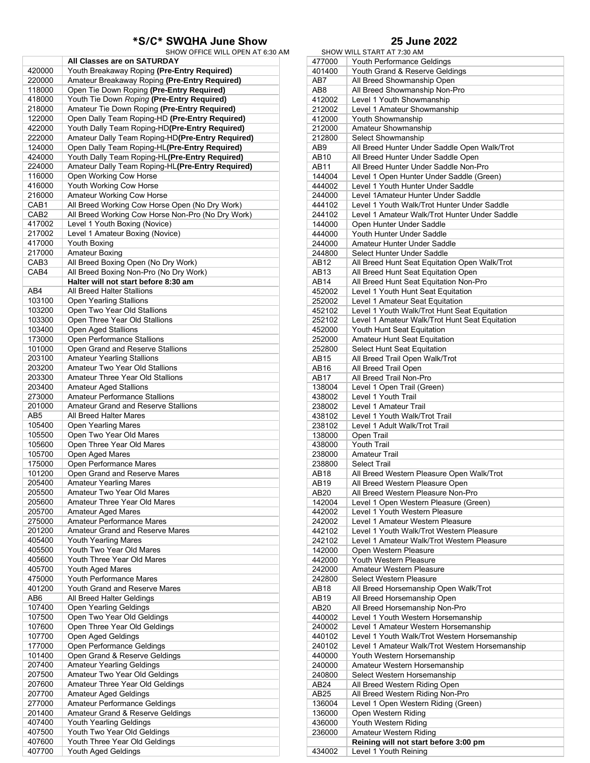# *S/C* SWQHA June Show

# 25 June 2022

SHOW OFFICE WILL OPEN AT 6:30 AM

SHOW WILL START AT 7:30 AM

| | **All Classes are on SATURDAY** |
|---|---|
| 420000 | Youth Breakaway Roping **(Pre-Entry Required)** |
| 220000 | Amateur Breakaway Roping **(Pre-Entry Required)** |
| 118000 | Open Tie Down Roping **(Pre-Entry Required)** |
| 418000 | Youth Tie Down *Roping* **(Pre-Entry Required)** |
| 218000 | Amateur Tie Down Roping **(Pre-Entry Required)** |
| 122000 | Open Dally Team Roping-HD **(Pre-Entry Required)** |
| 422000 | Youth Dally Team Roping-HD**(Pre-Entry Required)** |
| 222000 | Amateur Dally Team Roping-HD**(Pre-Entry Required)** |
| 124000 | Open Dally Team Roping-HL**(Pre-Entry Required)** |
| 424000 | Youth Dally Team Roping-HL**(Pre-Entry Required)** |
| 224000 | Amateur Dally Team Roping-HL**(Pre-Entry Required)** |
| 116000 | Open Working Cow Horse |
| 416000 | Youth Working Cow Horse |
| 216000 | Amateur Working Cow Horse |
| CAB1 | All Breed Working Cow Horse Open (No Dry Work) |
| CAB2 | All Breed Working Cow Horse Non-Pro (No Dry Work) |
| 417002 | Level 1 Youth Boxing (Novice) |
| 217002 | Level 1 Amateur Boxing (Novice) |
| 417000 | Youth Boxing |
| 217000 | Amateur Boxing |
| CAB3 | All Breed Boxing Open (No Dry Work) |
| CAB4 | All Breed Boxing Non-Pro (No Dry Work) |
| | **Halter will not start before 8:30 am** |
| AB4 | All Breed Halter Stallions |
| 103100 | Open Yearling Stallions |
| 103200 | Open Two Year Old Stallions |
| 103300 | Open Three Year Old Stallions |
| 103400 | Open Aged Stallions |
| 173000 | Open Performance Stallions |
| 101000 | Open Grand and Reserve Stallions |
| 203100 | Amateur Yearling Stallions |
| 203200 | Amateur Two Year Old Stallions |
| 203300 | Amateur Three Year Old Stallions |
| 203400 | Amateur Aged Stallions |
| 273000 | Amateur Performance Stallions |
| 201000 | Amateur Grand and Reserve Stallions |
| AB5 | All Breed Halter Mares |
| 105400 | Open Yearling Mares |
| 105500 | Open Two Year Old Mares |
| 105600 | Open Three Year Old Mares |
| 105700 | Open Aged Mares |
| 175000 | Open Performance Mares |
| 101200 | Open Grand and Reserve Mares |
| 205400 | Amateur Yearling Mares |
| 205500 | Amateur Two Year Old Mares |
| 205600 | Amateur Three Year Old Mares |
| 205700 | Amateur Aged Mares |
| 275000 | Amateur Performance Mares |
| 201200 | Amateur Grand and Reserve Mares |
| 405400 | Youth Yearling Mares |
| 405500 | Youth Two Year Old Mares |
| 405600 | Youth Three Year Old Mares |
| 405700 | Youth Aged Mares |
| 475000 | Youth Performance Mares |
| 401200 | Youth Grand and Reserve Mares |
| AB6 | All Breed Halter Geldings |
| 107400 | Open Yearling Geldings |
| 107500 | Open Two Year Old Geldings |
| 107600 | Open Three Year Old Geldings |
| 107700 | Open Aged Geldings |
| 177000 | Open Performance Geldings |
| 101400 | Open Grand & Reserve Geldings |
| 207400 | Amateur Yearling Geldings |
| 207500 | Amateur Two Year Old Geldings |
| 207600 | Amateur Three Year Old Geldings |
| 207700 | Amateur Aged Geldings |
| 277000 | Amateur Performance Geldings |
| 201400 | Amateur Grand & Reserve Geldings |
| 407400 | Youth Yearling Geldings |
| 407500 | Youth Two Year Old Geldings |
| 407600 | Youth Three Year Old Geldings |
| 407700 | Youth Aged Geldings |
| 477000 | Youth Performance Geldings |
| 401400 | Youth Grand & Reserve Geldings |
| AB7 | All Breed Showmanship Open |
| AB8 | All Breed Showmanship Non-Pro |
| 412002 | Level 1 Youth Showmanship |
| 212002 | Level 1 Amateur Showmanship |
| 412000 | Youth Showmanship |
| 212000 | Amateur Showmanship |
| 212800 | Select Showmanship |
| AB9 | All Breed Hunter Under Saddle Open Walk/Trot |
| AB10 | All Breed Hunter Under Saddle Open |
| AB11 | All Breed Hunter Under Saddle Non-Pro |
| 144004 | Level 1 Open Hunter Under Saddle (Green) |
| 444002 | Level 1 Youth Hunter Under Saddle |
| 244000 | Level 1Amateur Hunter Under Saddle |
| 444102 | Level 1 Youth Walk/Trot Hunter Under Saddle |
| 244102 | Level 1 Amateur Walk/Trot Hunter Under Saddle |
| 144000 | Open Hunter Under Saddle |
| 444000 | Youth Hunter Under Saddle |
| 244000 | Amateur Hunter Under Saddle |
| 244800 | Select Hunter Under Saddle |
| AB12 | All Breed Hunt Seat Equitation Open Walk/Trot |
| AB13 | All Breed Hunt Seat Equitation Open |
| AB14 | All Breed Hunt Seat Equitation Non-Pro |
| 452002 | Level 1 Youth Hunt Seat Equitation |
| 252002 | Level 1 Amateur Seat Equitation |
| 452102 | Level 1 Youth Walk/Trot Hunt Seat Equitation |
| 252102 | Level 1 Amateur Walk/Trot Hunt Seat Equitation |
| 452000 | Youth Hunt Seat Equitation |
| 252000 | Amateur Hunt Seat Equitation |
| 252800 | Select Hunt Seat Equitation |
| AB15 | All Breed Trail Open Walk/Trot |
| AB16 | All Breed Trail Open |
| AB17 | All Breed Trail Non-Pro |
| 138004 | Level 1 Open Trail (Green) |
| 438002 | Level 1 Youth Trail |
| 238002 | Level 1 Amateur Trail |
| 438102 | Level 1 Youth Walk/Trot Trail |
| 238102 | Level 1 Adult Walk/Trot Trail |
| 138000 | Open Trail |
| 438000 | Youth Trail |
| 238000 | Amateur Trail |
| 238800 | Select Trail |
| AB18 | All Breed Western Pleasure Open Walk/Trot |
| AB19 | All Breed Western Pleasure Open |
| AB20 | All Breed Western Pleasure Non-Pro |
| 142004 | Level 1 Open Western Pleasure (Green) |
| 442002 | Level 1 Youth Western Pleasure |
| 242002 | Level 1 Amateur Western Pleasure |
| 442102 | Level 1 Youth Walk/Trot Western Pleasure |
| 242102 | Level 1 Amateur Walk/Trot Western Pleasure |
| 142000 | Open Western Pleasure |
| 442000 | Youth Western Pleasure |
| 242000 | Amateur Western Pleasure |
| 242800 | Select Western Pleasure |
| AB18 | All Breed Horsemanship Open Walk/Trot |
| AB19 | All Breed Horsemanship Open |
| AB20 | All Breed Horsemanship Non-Pro |
| 440002 | Level 1 Youth Western Horsemanship |
| 240002 | Level 1 Amateur Western Horsemanship |
| 440102 | Level 1 Youth Walk/Trot Western Horsemanship |
| 240102 | Level 1 Amateur Walk/Trot Western Horsemanship |
| 440000 | Youth Western Horsemanship |
| 240000 | Amateur Western Horsemanship |
| 240800 | Select Western Horsemanship |
| AB24 | All Breed Western Riding Open |
| AB25 | All Breed Western Riding Non-Pro |
| 136004 | Level 1 Open Western Riding (Green) |
| 136000 | Open Western Riding |
| 436000 | Youth Western Riding |
| 236000 | Amateur Western Riding |
| | **Reining will not start before 3:00 pm** |
| 434002 | Level 1 Youth Reining |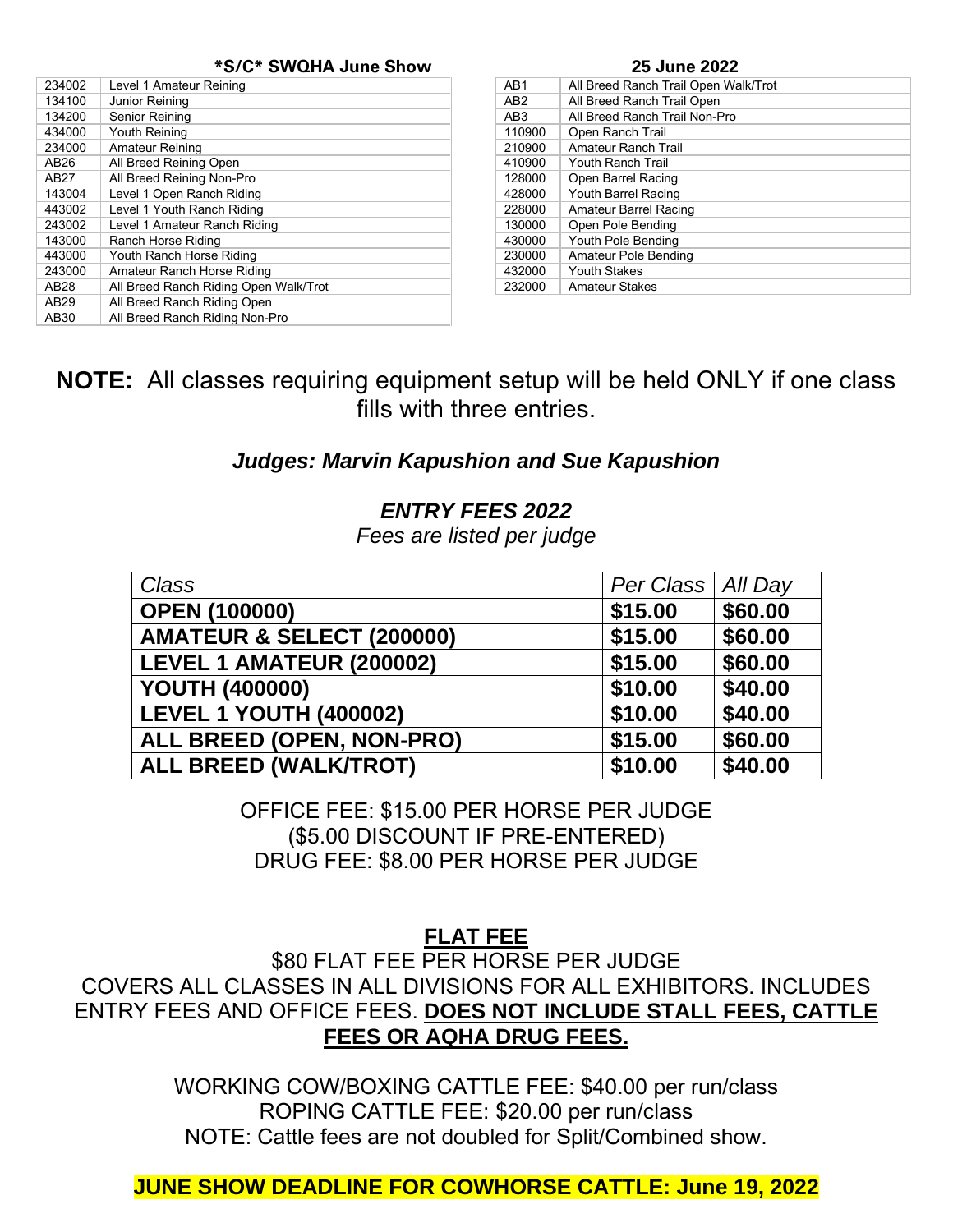## *S/C* SWQHA June Show

## 25 June 2022

| | |
|---|---|
| 234002 | Level 1 Amateur Reining |
| 134100 | Junior Reining |
| 134200 | Senior Reining |
| 434000 | Youth Reining |
| 234000 | Amateur Reining |
| AB26 | All Breed Reining Open |
| AB27 | All Breed Reining Non-Pro |
| 143004 | Level 1 Open Ranch Riding |
| 443002 | Level 1 Youth Ranch Riding |
| 243002 | Level 1 Amateur Ranch Riding |
| 143000 | Ranch Horse Riding |
| 443000 | Youth Ranch Horse Riding |
| 243000 | Amateur Ranch Horse Riding |
| AB28 | All Breed Ranch Riding Open Walk/Trot |
| AB29 | All Breed Ranch Riding Open |
| AB30 | All Breed Ranch Riding Non-Pro |

| | |
|---|---|
| AB1 | All Breed Ranch Trail Open Walk/Trot |
| AB2 | All Breed Ranch Trail Open |
| AB3 | All Breed Ranch Trail Non-Pro |
| 110900 | Open Ranch Trail |
| 210900 | Amateur Ranch Trail |
| 410900 | Youth Ranch Trail |
| 128000 | Open Barrel Racing |
| 428000 | Youth Barrel Racing |
| 228000 | Amateur Barrel Racing |
| 130000 | Open Pole Bending |
| 430000 | Youth Pole Bending |
| 230000 | Amateur Pole Bending |
| 432000 | Youth Stakes |
| 232000 | Amateur Stakes |

**NOTE:** All classes requiring equipment setup will be held ONLY if one class fills with three entries.

***Judges: Marvin Kapushion and Sue Kapushion***

***ENTRY FEES 2022***

*Fees are listed per judge*

| *Class* | *Per Class* | *All Day* |
|---|---|---|
| **OPEN (100000)** | **$15.00** | **$60.00** |
| **AMATEUR & SELECT (200000)** | **$15.00** | **$60.00** |
| **LEVEL 1 AMATEUR (200002)** | **$15.00** | **$60.00** |
| **YOUTH (400000)** | **$10.00** | **$40.00** |
| **LEVEL 1 YOUTH (400002)** | **$10.00** | **$40.00** |
| **ALL BREED (OPEN, NON-PRO)** | **$15.00** | **$60.00** |
| **ALL BREED (WALK/TROT)** | **$10.00** | **$40.00** |

OFFICE FEE: $15.00 PER HORSE PER JUDGE
($5.00 DISCOUNT IF PRE-ENTERED)
DRUG FEE: $8.00 PER HORSE PER JUDGE

**FLAT FEE**

$80 FLAT FEE PER HORSE PER JUDGE
COVERS ALL CLASSES IN ALL DIVISIONS FOR ALL EXHIBITORS. INCLUDES ENTRY FEES AND OFFICE FEES. **DOES NOT INCLUDE STALL FEES, CATTLE FEES OR AQHA DRUG FEES.**

WORKING COW/BOXING CATTLE FEE: $40.00 per run/class
ROPING CATTLE FEE: $20.00 per run/class
NOTE: Cattle fees are not doubled for Split/Combined show.

**JUNE SHOW DEADLINE FOR COWHORSE CATTLE: June 19, 2022**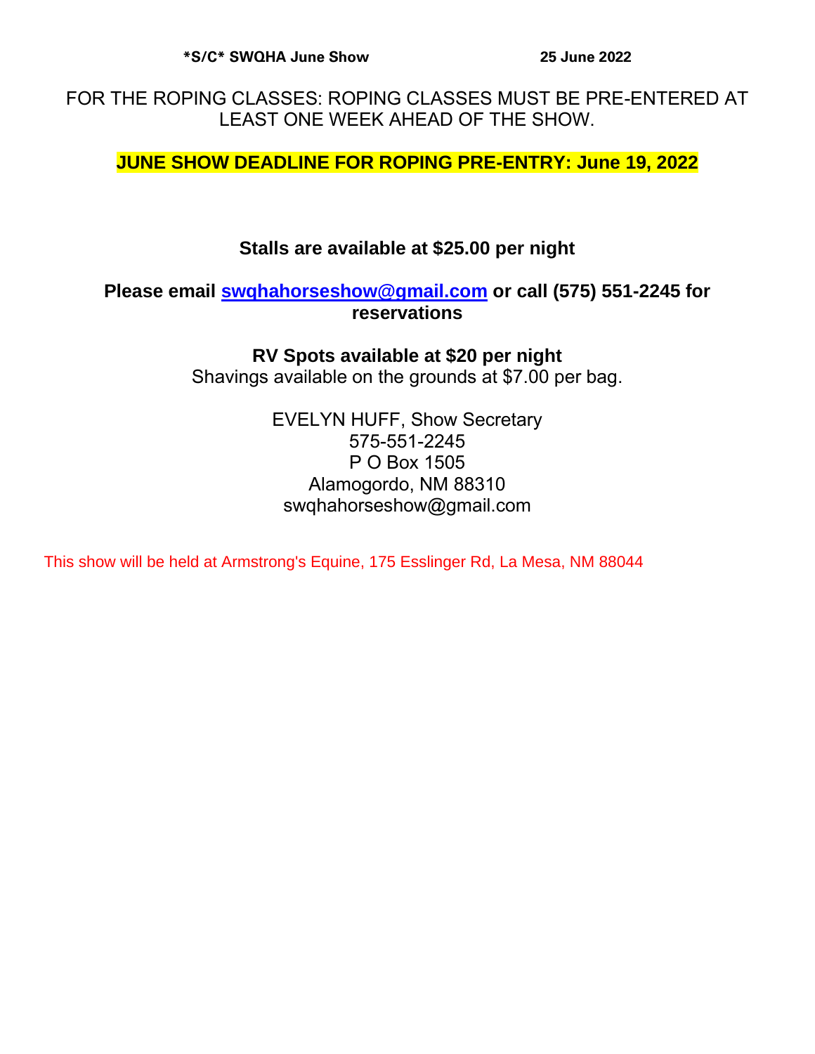FOR THE ROPING CLASSES: ROPING CLASSES MUST BE PRE-ENTERED AT LEAST ONE WEEK AHEAD OF THE SHOW.

**JUNE SHOW DEADLINE FOR ROPING PRE-ENTRY: June 19, 2022**

**Stalls are available at $25.00 per night**

**Please email swqhahorseshow@gmail.com or call (575) 551-2245 for reservations**

**RV Spots available at $20 per night**

Shavings available on the grounds at $7.00 per bag.

EVELYN HUFF, Show Secretary
575-551-2245
P O Box 1505
Alamogordo, NM 88310
swqhahorseshow@gmail.com

This show will be held at Armstrong's Equine, 175 Esslinger Rd, La Mesa, NM 88044